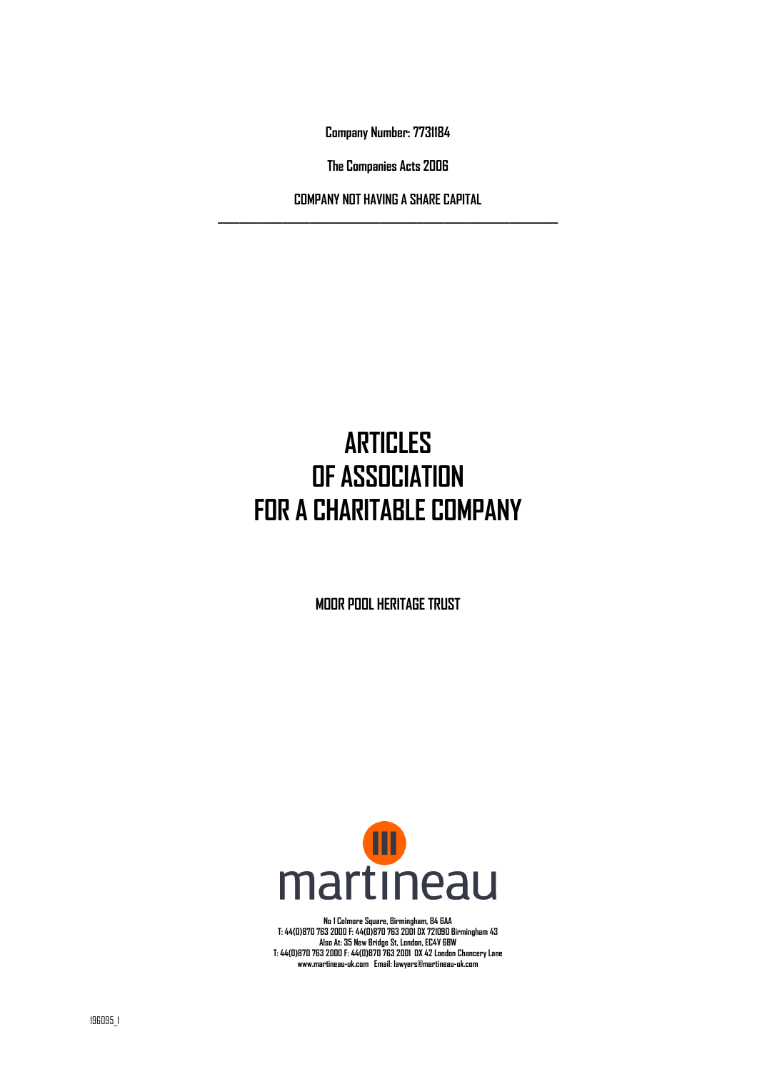**Company Number: 7731184**

**The Companies Acts 2006**

**COMPANY NOT HAVING A SHARE CAPITAL**

---

# ARTICLES OF ASSOCIATION FOR A CHARITABLE COMPANY

**MOOR POOL HERITAGE TRUST**

martineau

No 1 Colmore Square, Birmingham, B4 6AA
T: 44(0)870 763 2000 F: 44(0)870 763 2001 DX 721090 Birmingham 43
Also At: 35 New Bridge St, London, EC4V 6BW
T: 44(0)870 763 2000 F: 44(0)870 763 2001 DX 42 London Chancery Lane
www.martineau-uk.com Email: lawyers@martineau-uk.com

196095_1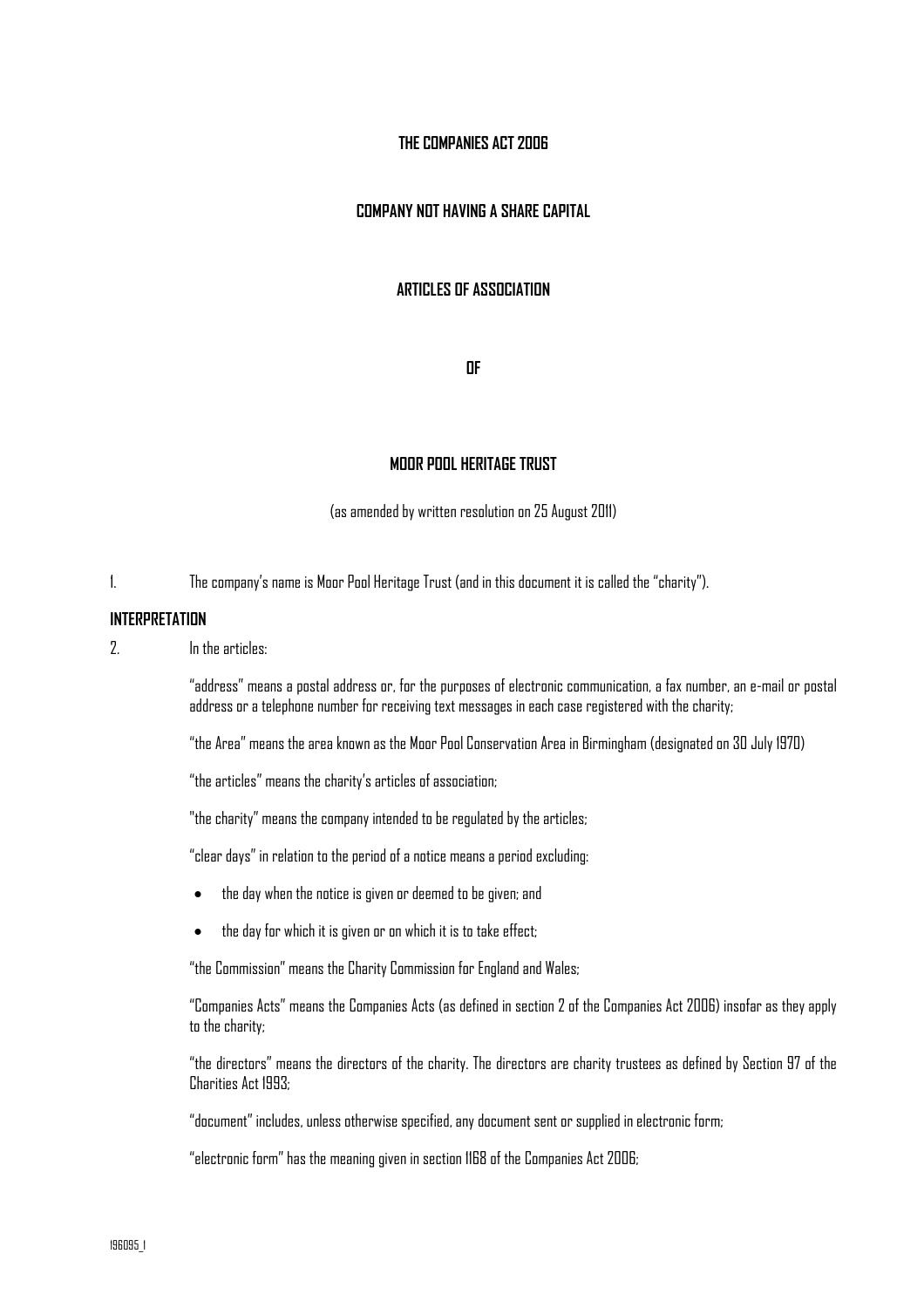**THE COMPANIES ACT 2006**

**COMPANY NOT HAVING A SHARE CAPITAL**

**ARTICLES OF ASSOCIATION**

**OF**

**MOOR POOL HERITAGE TRUST**

(as amended by written resolution on 25 August 2011)

1. The company's name is Moor Pool Heritage Trust (and in this document it is called the "charity").

**INTERPRETATION**

2. In the articles:

"address" means a postal address or, for the purposes of electronic communication, a fax number, an e-mail or postal address or a telephone number for receiving text messages in each case registered with the charity;

"the Area" means the area known as the Moor Pool Conservation Area in Birmingham (designated on 30 July 1970)

"the articles" means the charity's articles of association;

"the charity" means the company intended to be regulated by the articles;

"clear days" in relation to the period of a notice means a period excluding:

- the day when the notice is given or deemed to be given; and
- the day for which it is given or on which it is to take effect;

"the Commission" means the Charity Commission for England and Wales;

"Companies Acts" means the Companies Acts (as defined in section 2 of the Companies Act 2006) insofar as they apply to the charity;

"the directors" means the directors of the charity. The directors are charity trustees as defined by Section 97 of the Charities Act 1993;

"document" includes, unless otherwise specified, any document sent or supplied in electronic form;

"electronic form" has the meaning given in section 1168 of the Companies Act 2006;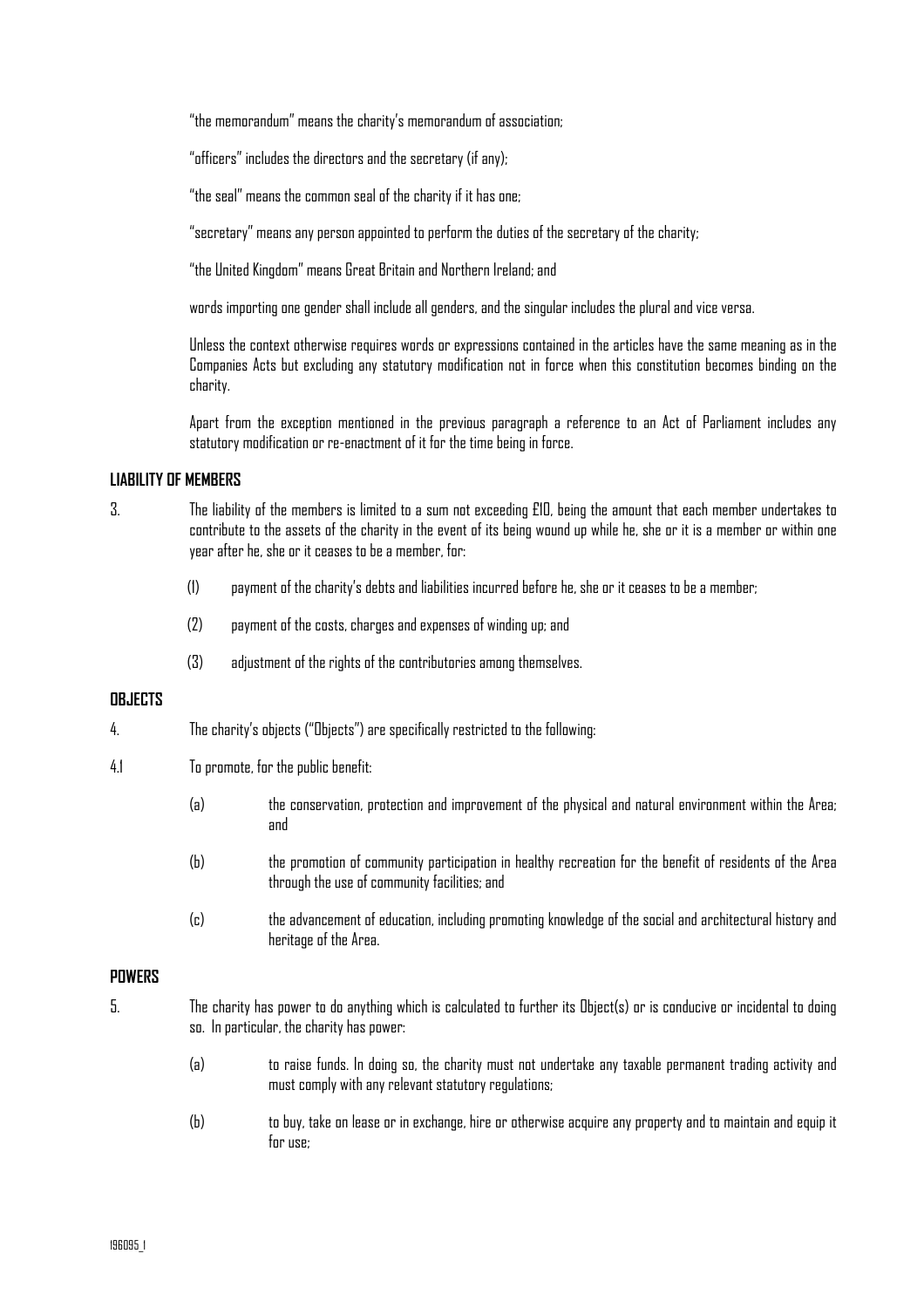"the memorandum" means the charity's memorandum of association;

"officers" includes the directors and the secretary (if any);

"the seal" means the common seal of the charity if it has one;

"secretary" means any person appointed to perform the duties of the secretary of the charity;

"the United Kingdom" means Great Britain and Northern Ireland; and

words importing one gender shall include all genders, and the singular includes the plural and vice versa.

Unless the context otherwise requires words or expressions contained in the articles have the same meaning as in the Companies Acts but excluding any statutory modification not in force when this constitution becomes binding on the charity.

Apart from the exception mentioned in the previous paragraph a reference to an Act of Parliament includes any statutory modification or re-enactment of it for the time being in force.

**LIABILITY OF MEMBERS**

3. The liability of the members is limited to a sum not exceeding £10, being the amount that each member undertakes to contribute to the assets of the charity in the event of its being wound up while he, she or it is a member or within one year after he, she or it ceases to be a member, for:

   (1) payment of the charity's debts and liabilities incurred before he, she or it ceases to be a member;

   (2) payment of the costs, charges and expenses of winding up; and

   (3) adjustment of the rights of the contributories among themselves.

**OBJECTS**

4. The charity's objects ("Objects") are specifically restricted to the following:

4.1 To promote, for the public benefit:

   (a) the conservation, protection and improvement of the physical and natural environment within the Area; and

   (b) the promotion of community participation in healthy recreation for the benefit of residents of the Area through the use of community facilities; and

   (c) the advancement of education, including promoting knowledge of the social and architectural history and heritage of the Area.

**POWERS**

5. The charity has power to do anything which is calculated to further its Object(s) or is conducive or incidental to doing so. In particular, the charity has power:

   (a) to raise funds. In doing so, the charity must not undertake any taxable permanent trading activity and must comply with any relevant statutory regulations;

   (b) to buy, take on lease or in exchange, hire or otherwise acquire any property and to maintain and equip it for use;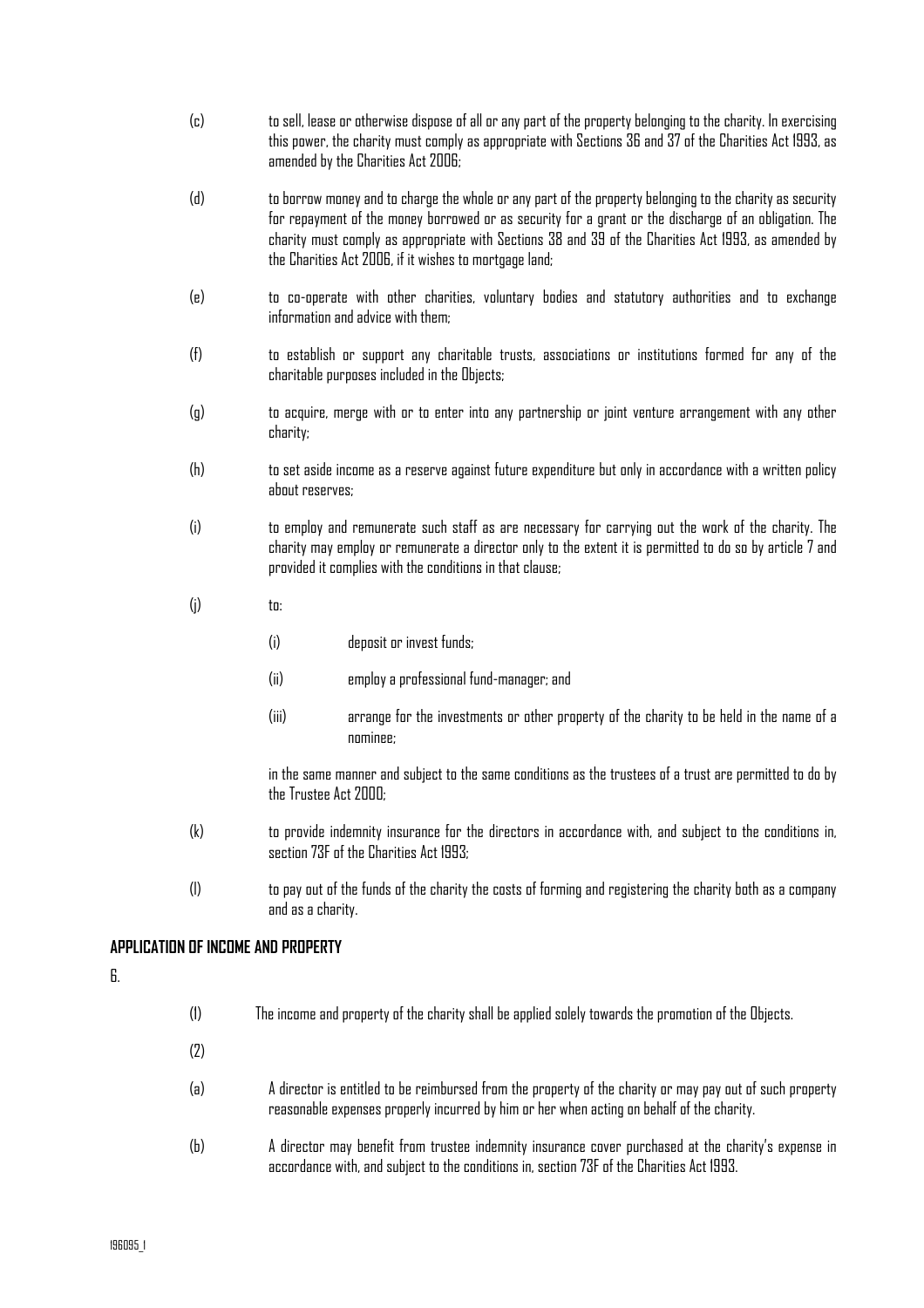(c) to sell, lease or otherwise dispose of all or any part of the property belonging to the charity. In exercising this power, the charity must comply as appropriate with Sections 36 and 37 of the Charities Act 1993, as amended by the Charities Act 2006;

(d) to borrow money and to charge the whole or any part of the property belonging to the charity as security for repayment of the money borrowed or as security for a grant or the discharge of an obligation. The charity must comply as appropriate with Sections 38 and 39 of the Charities Act 1993, as amended by the Charities Act 2006, if it wishes to mortgage land;

(e) to co-operate with other charities, voluntary bodies and statutory authorities and to exchange information and advice with them;

(f) to establish or support any charitable trusts, associations or institutions formed for any of the charitable purposes included in the Objects;

(g) to acquire, merge with or to enter into any partnership or joint venture arrangement with any other charity;

(h) to set aside income as a reserve against future expenditure but only in accordance with a written policy about reserves;

(i) to employ and remunerate such staff as are necessary for carrying out the work of the charity. The charity may employ or remunerate a director only to the extent it is permitted to do so by article 7 and provided it complies with the conditions in that clause;

(j) to:

    (i) deposit or invest funds;

    (ii) employ a professional fund-manager; and

    (iii) arrange for the investments or other property of the charity to be held in the name of a nominee;

    in the same manner and subject to the same conditions as the trustees of a trust are permitted to do by the Trustee Act 2000;

(k) to provide indemnity insurance for the directors in accordance with, and subject to the conditions in, section 73F of the Charities Act 1993;

(l) to pay out of the funds of the charity the costs of forming and registering the charity both as a company and as a charity.

## APPLICATION OF INCOME AND PROPERTY

6.

(1) The income and property of the charity shall be applied solely towards the promotion of the Objects.

(2)

(a) A director is entitled to be reimbursed from the property of the charity or may pay out of such property reasonable expenses properly incurred by him or her when acting on behalf of the charity.

(b) A director may benefit from trustee indemnity insurance cover purchased at the charity's expense in accordance with, and subject to the conditions in, section 73F of the Charities Act 1993.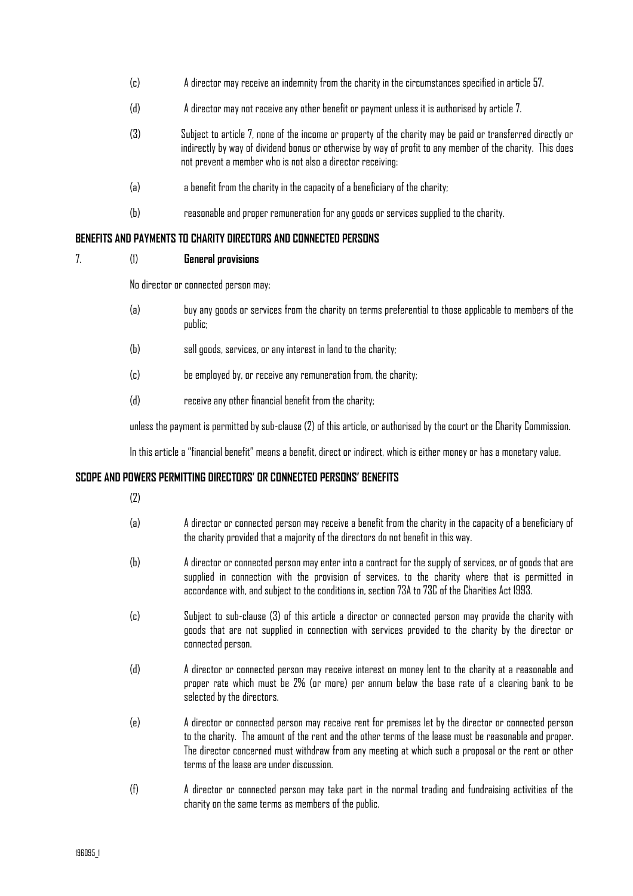(c) A director may receive an indemnity from the charity in the circumstances specified in article 57.

(d) A director may not receive any other benefit or payment unless it is authorised by article 7.

(3) Subject to article 7, none of the income or property of the charity may be paid or transferred directly or indirectly by way of dividend bonus or otherwise by way of profit to any member of the charity. This does not prevent a member who is not also a director receiving:

(a) a benefit from the charity in the capacity of a beneficiary of the charity;

(b) reasonable and proper remuneration for any goods or services supplied to the charity.

**BENEFITS AND PAYMENTS TO CHARITY DIRECTORS AND CONNECTED PERSONS**

7. (1) **General provisions**

No director or connected person may:

(a) buy any goods or services from the charity on terms preferential to those applicable to members of the public;

(b) sell goods, services, or any interest in land to the charity;

(c) be employed by, or receive any remuneration from, the charity;

(d) receive any other financial benefit from the charity;

unless the payment is permitted by sub-clause (2) of this article, or authorised by the court or the Charity Commission.

In this article a "financial benefit" means a benefit, direct or indirect, which is either money or has a monetary value.

**SCOPE AND POWERS PERMITTING DIRECTORS' OR CONNECTED PERSONS' BENEFITS**

(2)

(a) A director or connected person may receive a benefit from the charity in the capacity of a beneficiary of the charity provided that a majority of the directors do not benefit in this way.

(b) A director or connected person may enter into a contract for the supply of services, or of goods that are supplied in connection with the provision of services, to the charity where that is permitted in accordance with, and subject to the conditions in, section 73A to 73C of the Charities Act 1993.

(c) Subject to sub-clause (3) of this article a director or connected person may provide the charity with goods that are not supplied in connection with services provided to the charity by the director or connected person.

(d) A director or connected person may receive interest on money lent to the charity at a reasonable and proper rate which must be 2% (or more) per annum below the base rate of a clearing bank to be selected by the directors.

(e) A director or connected person may receive rent for premises let by the director or connected person to the charity. The amount of the rent and the other terms of the lease must be reasonable and proper. The director concerned must withdraw from any meeting at which such a proposal or the rent or other terms of the lease are under discussion.

(f) A director or connected person may take part in the normal trading and fundraising activities of the charity on the same terms as members of the public.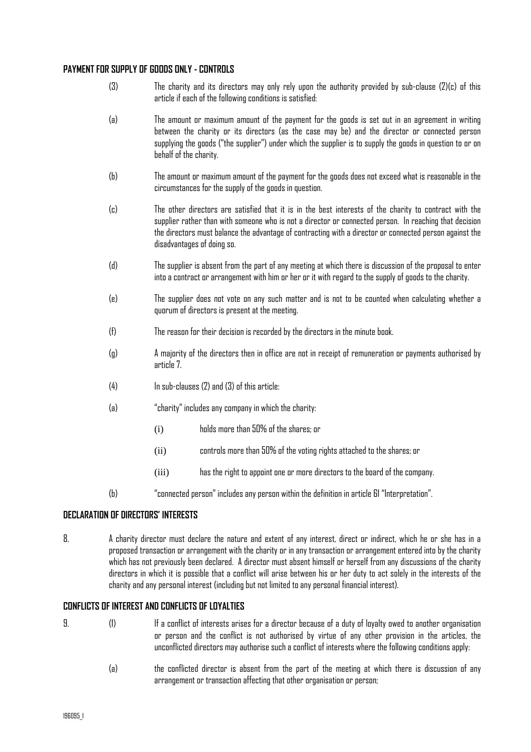### PAYMENT FOR SUPPLY OF GOODS ONLY - CONTROLS

(3) The charity and its directors may only rely upon the authority provided by sub-clause (2)(c) of this article if each of the following conditions is satisfied:

(a) The amount or maximum amount of the payment for the goods is set out in an agreement in writing between the charity or its directors (as the case may be) and the director or connected person supplying the goods ("the supplier") under which the supplier is to supply the goods in question to or on behalf of the charity.

(b) The amount or maximum amount of the payment for the goods does not exceed what is reasonable in the circumstances for the supply of the goods in question.

(c) The other directors are satisfied that it is in the best interests of the charity to contract with the supplier rather than with someone who is not a director or connected person. In reaching that decision the directors must balance the advantage of contracting with a director or connected person against the disadvantages of doing so.

(d) The supplier is absent from the part of any meeting at which there is discussion of the proposal to enter into a contract or arrangement with him or her or it with regard to the supply of goods to the charity.

(e) The supplier does not vote on any such matter and is not to be counted when calculating whether a quorum of directors is present at the meeting.

(f) The reason for their decision is recorded by the directors in the minute book.

(g) A majority of the directors then in office are not in receipt of remuneration or payments authorised by article 7.

(4) In sub-clauses (2) and (3) of this article:

(a) "charity" includes any company in which the charity:

- (i) holds more than 50% of the shares; or
- (ii) controls more than 50% of the voting rights attached to the shares; or
- (iii) has the right to appoint one or more directors to the board of the company.

(b) "connected person" includes any person within the definition in article 61 "Interpretation".

### DECLARATION OF DIRECTORS' INTERESTS

8. A charity director must declare the nature and extent of any interest, direct or indirect, which he or she has in a proposed transaction or arrangement with the charity or in any transaction or arrangement entered into by the charity which has not previously been declared. A director must absent himself or herself from any discussions of the charity directors in which it is possible that a conflict will arise between his or her duty to act solely in the interests of the charity and any personal interest (including but not limited to any personal financial interest).

### CONFLICTS OF INTEREST AND CONFLICTS OF LOYALTIES

9. (1) If a conflict of interests arises for a director because of a duty of loyalty owed to another organisation or person and the conflict is not authorised by virtue of any other provision in the articles, the unconflicted directors may authorise such a conflict of interests where the following conditions apply:

(a) the conflicted director is absent from the part of the meeting at which there is discussion of any arrangement or transaction affecting that other organisation or person;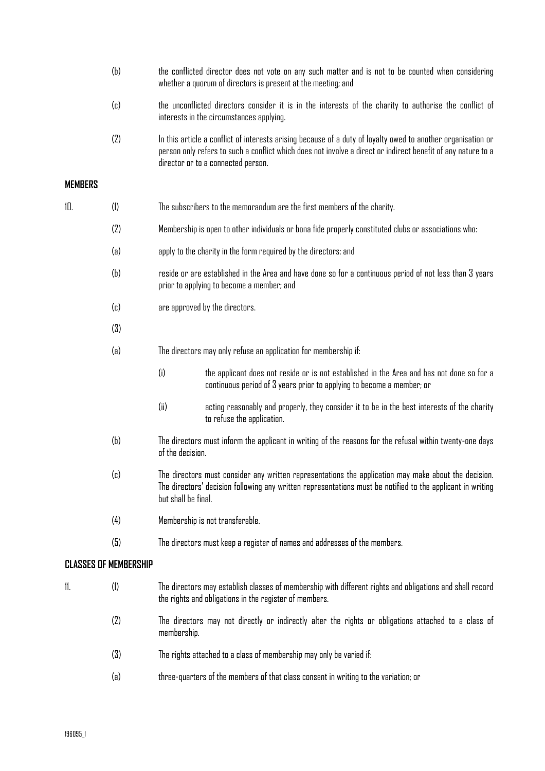(b) the conflicted director does not vote on any such matter and is not to be counted when considering whether a quorum of directors is present at the meeting; and

(c) the unconflicted directors consider it is in the interests of the charity to authorise the conflict of interests in the circumstances applying.

(2) In this article a conflict of interests arising because of a duty of loyalty owed to another organisation or person only refers to such a conflict which does not involve a direct or indirect benefit of any nature to a director or to a connected person.

**MEMBERS**

10. (1) The subscribers to the memorandum are the first members of the charity.

(2) Membership is open to other individuals or bona fide properly constituted clubs or associations who:

(a) apply to the charity in the form required by the directors; and

(b) reside or are established in the Area and have done so for a continuous period of not less than 3 years prior to applying to become a member; and

(c) are approved by the directors.

(3)

(a) The directors may only refuse an application for membership if:

(i) the applicant does not reside or is not established in the Area and has not done so for a continuous period of 3 years prior to applying to become a member; or

(ii) acting reasonably and properly, they consider it to be in the best interests of the charity to refuse the application.

(b) The directors must inform the applicant in writing of the reasons for the refusal within twenty-one days of the decision.

(c) The directors must consider any written representations the application may make about the decision. The directors' decision following any written representations must be notified to the applicant in writing but shall be final.

(4) Membership is not transferable.

(5) The directors must keep a register of names and addresses of the members.

**CLASSES OF MEMBERSHIP**

11. (1) The directors may establish classes of membership with different rights and obligations and shall record the rights and obligations in the register of members.

(2) The directors may not directly or indirectly alter the rights or obligations attached to a class of membership.

(3) The rights attached to a class of membership may only be varied if:

(a) three-quarters of the members of that class consent in writing to the variation; or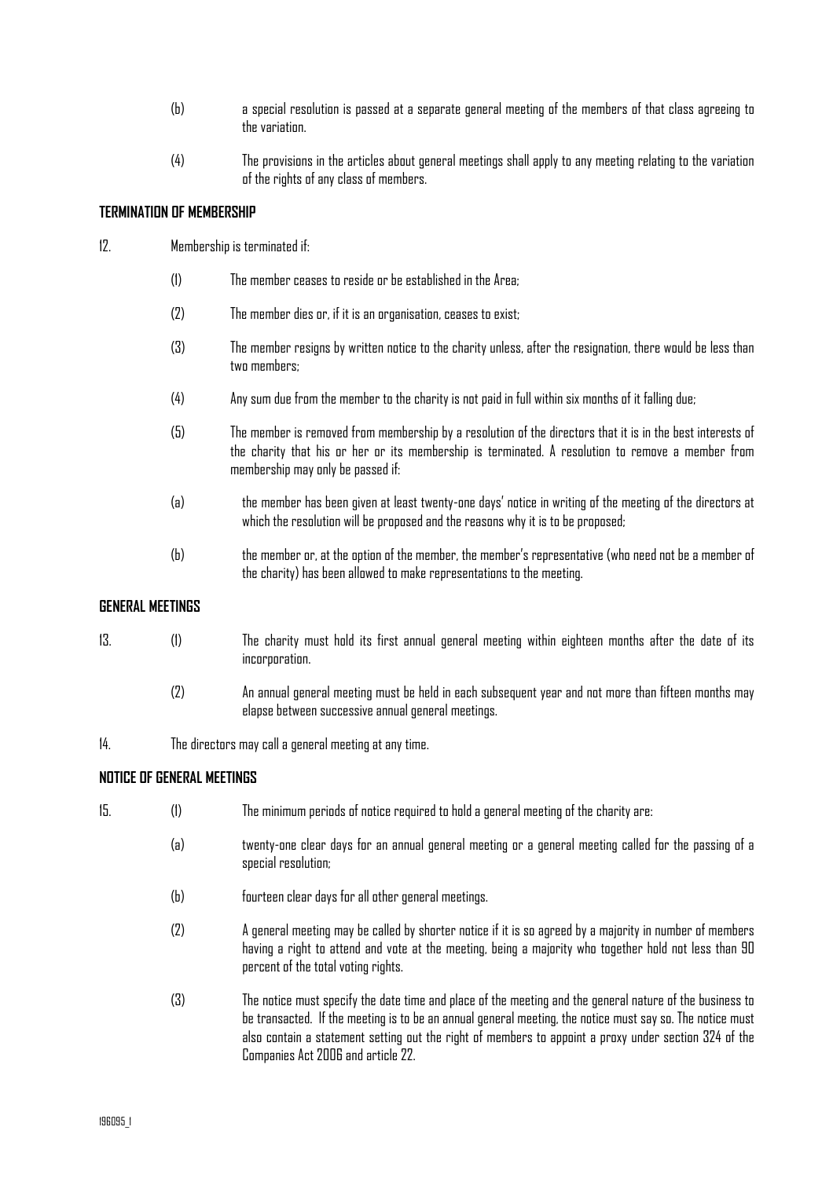(b) a special resolution is passed at a separate general meeting of the members of that class agreeing to the variation.

(4) The provisions in the articles about general meetings shall apply to any meeting relating to the variation of the rights of any class of members.

**TERMINATION OF MEMBERSHIP**

12. Membership is terminated if:

(1) The member ceases to reside or be established in the Area;

(2) The member dies or, if it is an organisation, ceases to exist;

(3) The member resigns by written notice to the charity unless, after the resignation, there would be less than two members;

(4) Any sum due from the member to the charity is not paid in full within six months of it falling due;

(5) The member is removed from membership by a resolution of the directors that it is in the best interests of the charity that his or her or its membership is terminated. A resolution to remove a member from membership may only be passed if:

(a) the member has been given at least twenty-one days' notice in writing of the meeting of the directors at which the resolution will be proposed and the reasons why it is to be proposed;

(b) the member or, at the option of the member, the member's representative (who need not be a member of the charity) has been allowed to make representations to the meeting.

**GENERAL MEETINGS**

13. (1) The charity must hold its first annual general meeting within eighteen months after the date of its incorporation.

(2) An annual general meeting must be held in each subsequent year and not more than fifteen months may elapse between successive annual general meetings.

14. The directors may call a general meeting at any time.

**NOTICE OF GENERAL MEETINGS**

15. (1) The minimum periods of notice required to hold a general meeting of the charity are:

(a) twenty-one clear days for an annual general meeting or a general meeting called for the passing of a special resolution;

(b) fourteen clear days for all other general meetings.

(2) A general meeting may be called by shorter notice if it is so agreed by a majority in number of members having a right to attend and vote at the meeting, being a majority who together hold not less than 90 percent of the total voting rights.

(3) The notice must specify the date time and place of the meeting and the general nature of the business to be transacted. If the meeting is to be an annual general meeting, the notice must say so. The notice must also contain a statement setting out the right of members to appoint a proxy under section 324 of the Companies Act 2006 and article 22.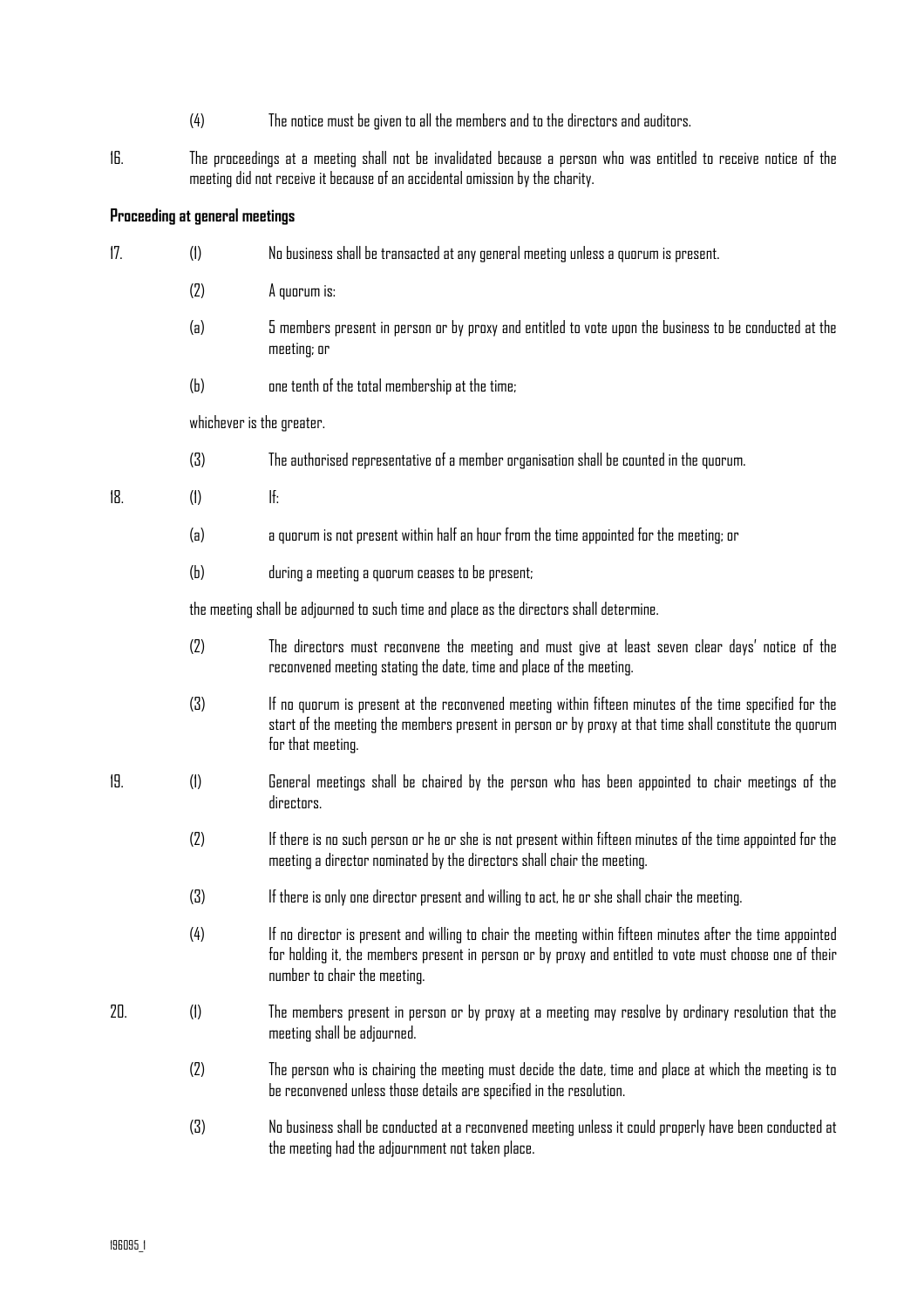(4) The notice must be given to all the members and to the directors and auditors.

16. The proceedings at a meeting shall not be invalidated because a person who was entitled to receive notice of the meeting did not receive it because of an accidental omission by the charity.

**Proceeding at general meetings**

17. (1) No business shall be transacted at any general meeting unless a quorum is present.

(2) A quorum is:

(a) 5 members present in person or by proxy and entitled to vote upon the business to be conducted at the meeting; or

(b) one tenth of the total membership at the time;

whichever is the greater.

(3) The authorised representative of a member organisation shall be counted in the quorum.

18. (1) If:

(a) a quorum is not present within half an hour from the time appointed for the meeting; or

(b) during a meeting a quorum ceases to be present;

the meeting shall be adjourned to such time and place as the directors shall determine.

(2) The directors must reconvene the meeting and must give at least seven clear days' notice of the reconvened meeting stating the date, time and place of the meeting.

(3) If no quorum is present at the reconvened meeting within fifteen minutes of the time specified for the start of the meeting the members present in person or by proxy at that time shall constitute the quorum for that meeting.

19. (1) General meetings shall be chaired by the person who has been appointed to chair meetings of the directors.

(2) If there is no such person or he or she is not present within fifteen minutes of the time appointed for the meeting a director nominated by the directors shall chair the meeting.

(3) If there is only one director present and willing to act, he or she shall chair the meeting.

(4) If no director is present and willing to chair the meeting within fifteen minutes after the time appointed for holding it, the members present in person or by proxy and entitled to vote must choose one of their number to chair the meeting.

20. (1) The members present in person or by proxy at a meeting may resolve by ordinary resolution that the meeting shall be adjourned.

(2) The person who is chairing the meeting must decide the date, time and place at which the meeting is to be reconvened unless those details are specified in the resolution.

(3) No business shall be conducted at a reconvened meeting unless it could properly have been conducted at the meeting had the adjournment not taken place.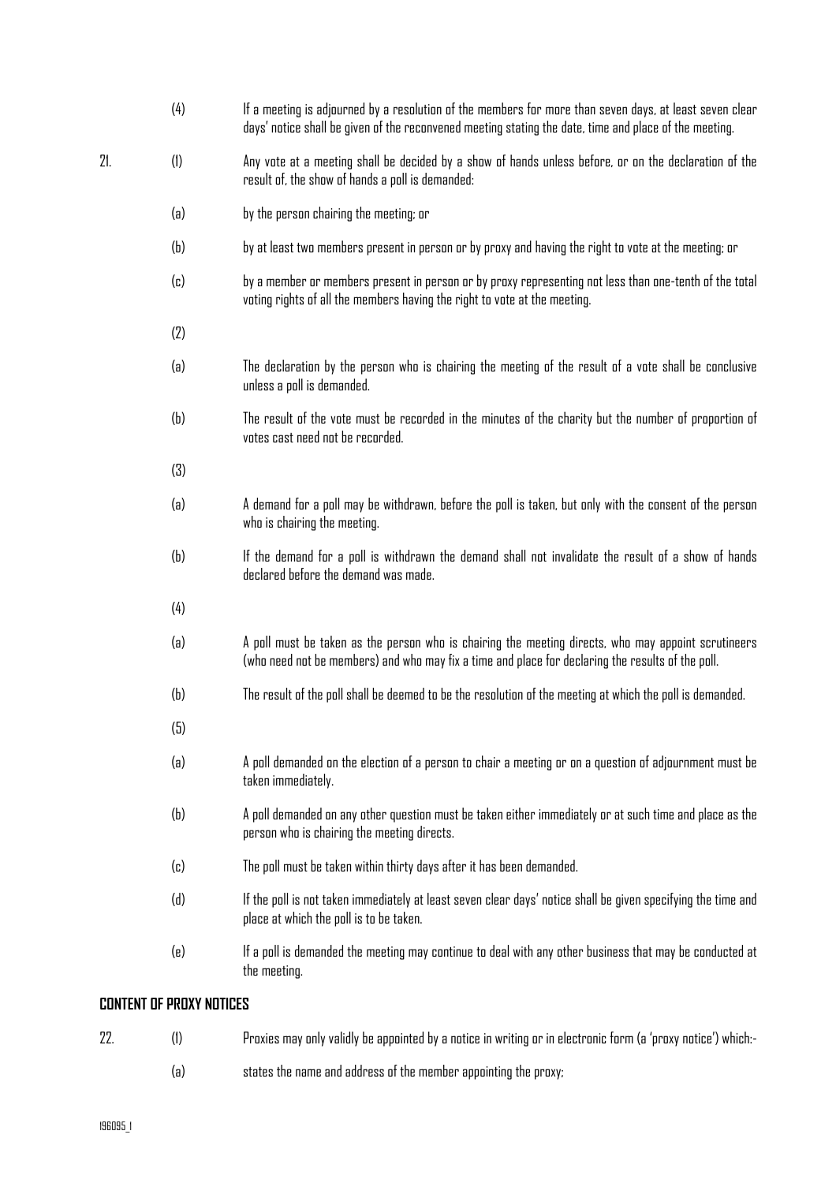(4) If a meeting is adjourned by a resolution of the members for more than seven days, at least seven clear days' notice shall be given of the reconvened meeting stating the date, time and place of the meeting.

21. (1) Any vote at a meeting shall be decided by a show of hands unless before, or on the declaration of the result of, the show of hands a poll is demanded:

(a) by the person chairing the meeting; or

(b) by at least two members present in person or by proxy and having the right to vote at the meeting; or

(c) by a member or members present in person or by proxy representing not less than one-tenth of the total voting rights of all the members having the right to vote at the meeting.

(2)

(a) The declaration by the person who is chairing the meeting of the result of a vote shall be conclusive unless a poll is demanded.

(b) The result of the vote must be recorded in the minutes of the charity but the number of proportion of votes cast need not be recorded.

(3)

(a) A demand for a poll may be withdrawn, before the poll is taken, but only with the consent of the person who is chairing the meeting.

(b) If the demand for a poll is withdrawn the demand shall not invalidate the result of a show of hands declared before the demand was made.

(4)

(a) A poll must be taken as the person who is chairing the meeting directs, who may appoint scrutineers (who need not be members) and who may fix a time and place for declaring the results of the poll.

(b) The result of the poll shall be deemed to be the resolution of the meeting at which the poll is demanded.

(5)

(a) A poll demanded on the election of a person to chair a meeting or on a question of adjournment must be taken immediately.

(b) A poll demanded on any other question must be taken either immediately or at such time and place as the person who is chairing the meeting directs.

(c) The poll must be taken within thirty days after it has been demanded.

(d) If the poll is not taken immediately at least seven clear days' notice shall be given specifying the time and place at which the poll is to be taken.

(e) If a poll is demanded the meeting may continue to deal with any other business that may be conducted at the meeting.

**CONTENT OF PROXY NOTICES**

22. (1) Proxies may only validly be appointed by a notice in writing or in electronic form (a 'proxy notice') which:-

(a) states the name and address of the member appointing the proxy;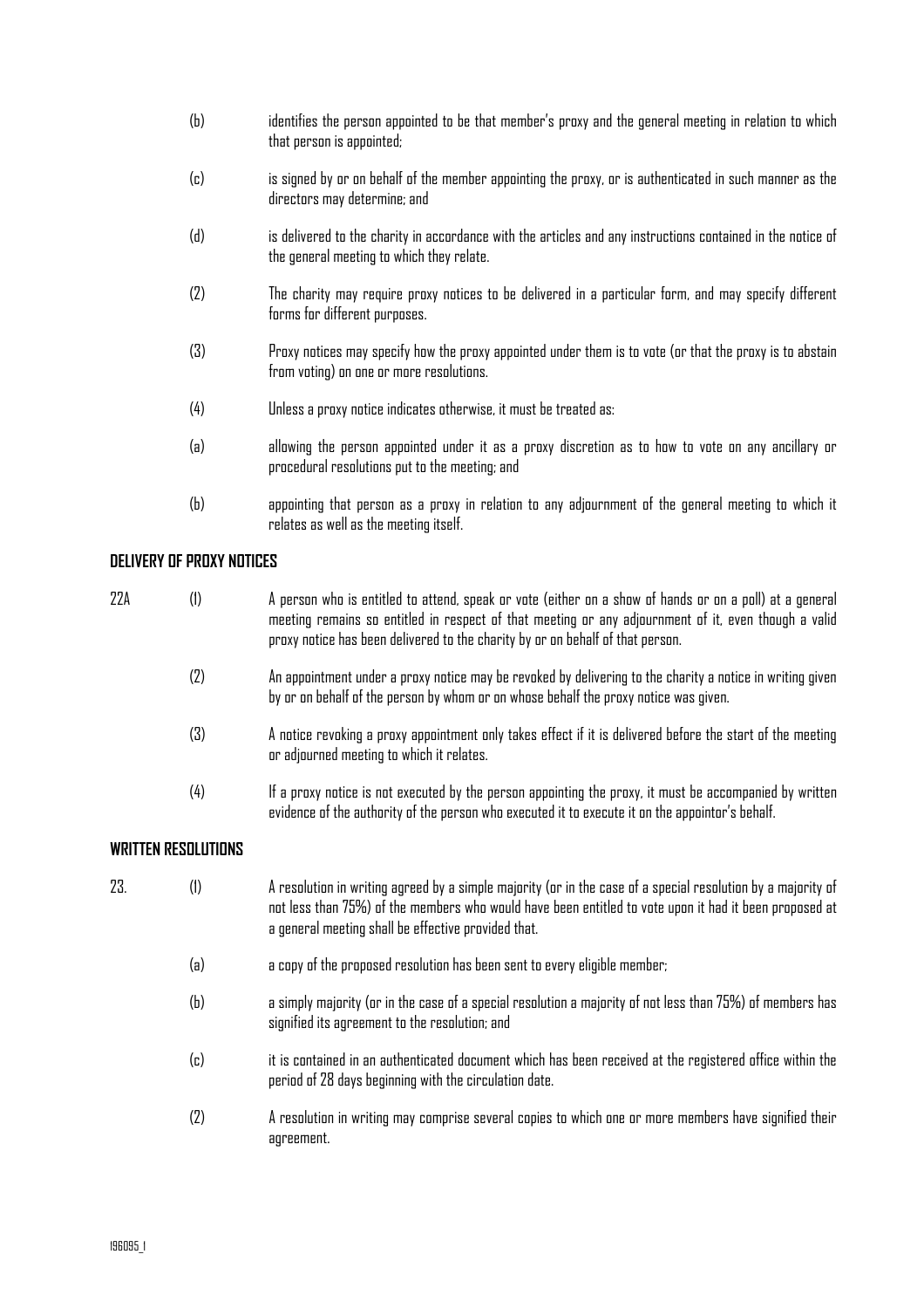(b) identifies the person appointed to be that member's proxy and the general meeting in relation to which that person is appointed;

(c) is signed by or on behalf of the member appointing the proxy, or is authenticated in such manner as the directors may determine; and

(d) is delivered to the charity in accordance with the articles and any instructions contained in the notice of the general meeting to which they relate.

(2) The charity may require proxy notices to be delivered in a particular form, and may specify different forms for different purposes.

(3) Proxy notices may specify how the proxy appointed under them is to vote (or that the proxy is to abstain from voting) on one or more resolutions.

(4) Unless a proxy notice indicates otherwise, it must be treated as:

(a) allowing the person appointed under it as a proxy discretion as to how to vote on any ancillary or procedural resolutions put to the meeting; and

(b) appointing that person as a proxy in relation to any adjournment of the general meeting to which it relates as well as the meeting itself.

**DELIVERY OF PROXY NOTICES**

22A (1) A person who is entitled to attend, speak or vote (either on a show of hands or on a poll) at a general meeting remains so entitled in respect of that meeting or any adjournment of it, even though a valid proxy notice has been delivered to the charity by or on behalf of that person.

(2) An appointment under a proxy notice may be revoked by delivering to the charity a notice in writing given by or on behalf of the person by whom or on whose behalf the proxy notice was given.

(3) A notice revoking a proxy appointment only takes effect if it is delivered before the start of the meeting or adjourned meeting to which it relates.

(4) If a proxy notice is not executed by the person appointing the proxy, it must be accompanied by written evidence of the authority of the person who executed it to execute it on the appointor's behalf.

**WRITTEN RESOLUTIONS**

23. (1) A resolution in writing agreed by a simple majority (or in the case of a special resolution by a majority of not less than 75%) of the members who would have been entitled to vote upon it had it been proposed at a general meeting shall be effective provided that.

(a) a copy of the proposed resolution has been sent to every eligible member;

(b) a simply majority (or in the case of a special resolution a majority of not less than 75%) of members has signified its agreement to the resolution; and

(c) it is contained in an authenticated document which has been received at the registered office within the period of 28 days beginning with the circulation date.

(2) A resolution in writing may comprise several copies to which one or more members have signified their agreement.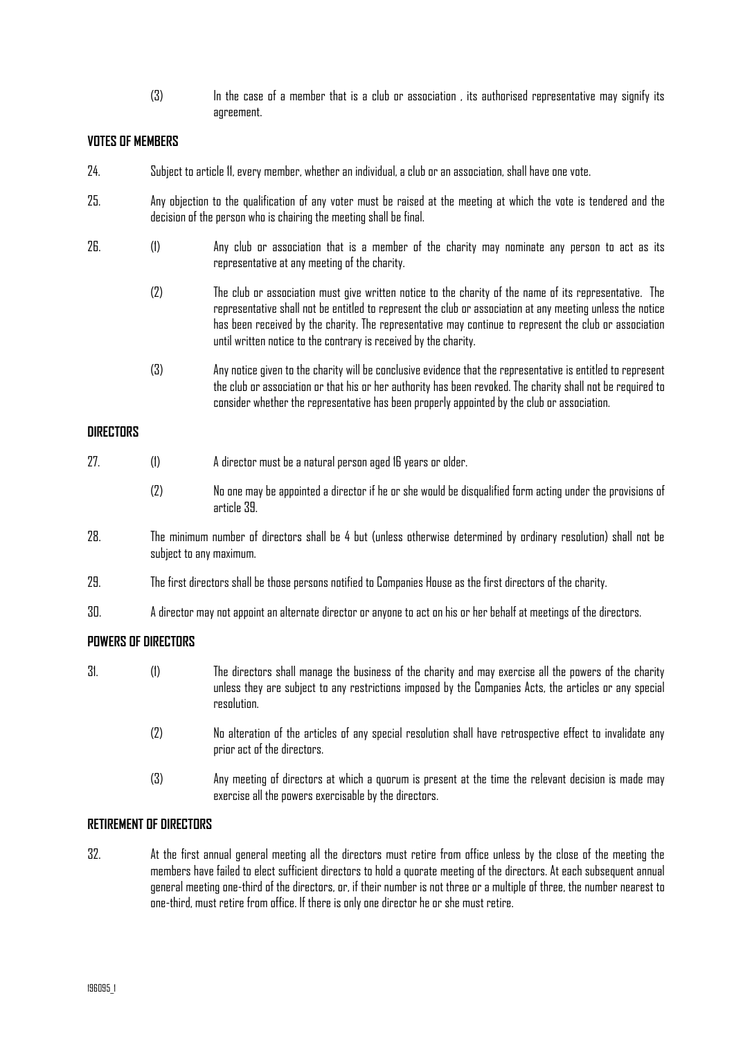(3) In the case of a member that is a club or association , its authorised representative may signify its agreement.

**VOTES OF MEMBERS**

24. Subject to article 11, every member, whether an individual, a club or an association, shall have one vote.

25. Any objection to the qualification of any voter must be raised at the meeting at which the vote is tendered and the decision of the person who is chairing the meeting shall be final.

26. (1) Any club or association that is a member of the charity may nominate any person to act as its representative at any meeting of the charity.

(2) The club or association must give written notice to the charity of the name of its representative. The representative shall not be entitled to represent the club or association at any meeting unless the notice has been received by the charity. The representative may continue to represent the club or association until written notice to the contrary is received by the charity.

(3) Any notice given to the charity will be conclusive evidence that the representative is entitled to represent the club or association or that his or her authority has been revoked. The charity shall not be required to consider whether the representative has been properly appointed by the club or association.

**DIRECTORS**

27. (1) A director must be a natural person aged 16 years or older.

(2) No one may be appointed a director if he or she would be disqualified form acting under the provisions of article 39.

28. The minimum number of directors shall be 4 but (unless otherwise determined by ordinary resolution) shall not be subject to any maximum.

29. The first directors shall be those persons notified to Companies House as the first directors of the charity.

30. A director may not appoint an alternate director or anyone to act on his or her behalf at meetings of the directors.

**POWERS OF DIRECTORS**

31. (1) The directors shall manage the business of the charity and may exercise all the powers of the charity unless they are subject to any restrictions imposed by the Companies Acts, the articles or any special resolution.

(2) No alteration of the articles of any special resolution shall have retrospective effect to invalidate any prior act of the directors.

(3) Any meeting of directors at which a quorum is present at the time the relevant decision is made may exercise all the powers exercisable by the directors.

**RETIREMENT OF DIRECTORS**

32. At the first annual general meeting all the directors must retire from office unless by the close of the meeting the members have failed to elect sufficient directors to hold a quorate meeting of the directors. At each subsequent annual general meeting one-third of the directors, or, if their number is not three or a multiple of three, the number nearest to one-third, must retire from office. If there is only one director he or she must retire.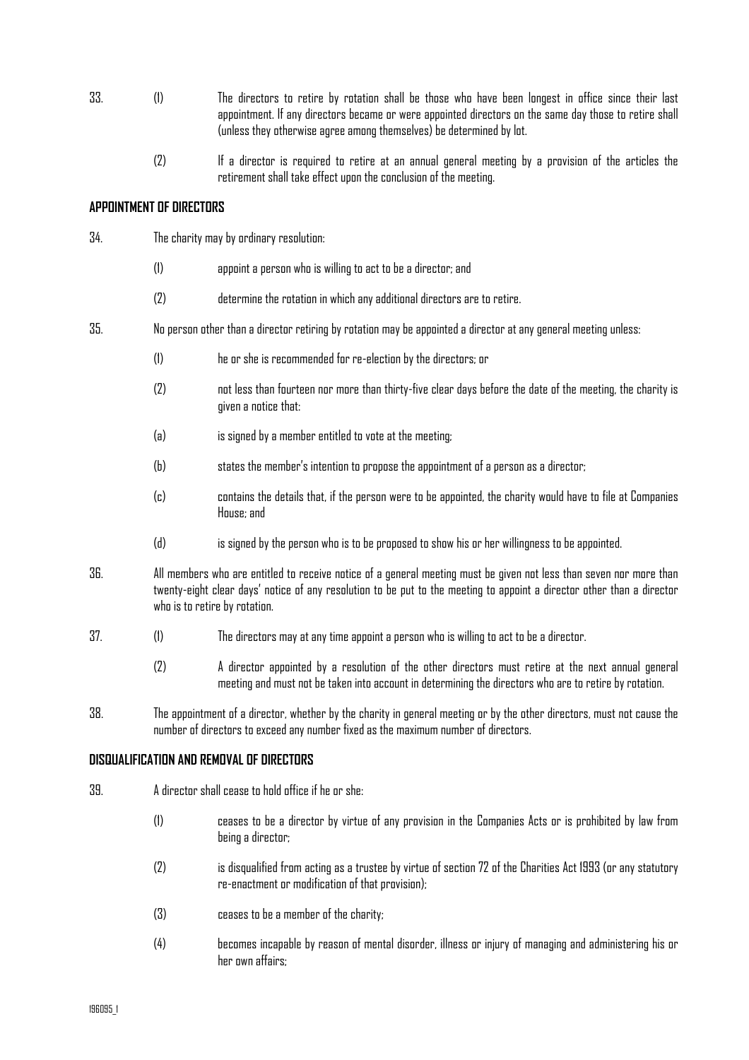33. (1) The directors to retire by rotation shall be those who have been longest in office since their last appointment. If any directors became or were appointed directors on the same day those to retire shall (unless they otherwise agree among themselves) be determined by lot.

(2) If a director is required to retire at an annual general meeting by a provision of the articles the retirement shall take effect upon the conclusion of the meeting.

**APPOINTMENT OF DIRECTORS**

34. The charity may by ordinary resolution:

(1) appoint a person who is willing to act to be a director; and

(2) determine the rotation in which any additional directors are to retire.

35. No person other than a director retiring by rotation may be appointed a director at any general meeting unless:

(1) he or she is recommended for re-election by the directors; or

(2) not less than fourteen nor more than thirty-five clear days before the date of the meeting, the charity is given a notice that:

(a) is signed by a member entitled to vote at the meeting;

(b) states the member's intention to propose the appointment of a person as a director;

(c) contains the details that, if the person were to be appointed, the charity would have to file at Companies House; and

(d) is signed by the person who is to be proposed to show his or her willingness to be appointed.

36. All members who are entitled to receive notice of a general meeting must be given not less than seven nor more than twenty-eight clear days' notice of any resolution to be put to the meeting to appoint a director other than a director who is to retire by rotation.

37. (1) The directors may at any time appoint a person who is willing to act to be a director.

(2) A director appointed by a resolution of the other directors must retire at the next annual general meeting and must not be taken into account in determining the directors who are to retire by rotation.

38. The appointment of a director, whether by the charity in general meeting or by the other directors, must not cause the number of directors to exceed any number fixed as the maximum number of directors.

**DISQUALIFICATION AND REMOVAL OF DIRECTORS**

39. A director shall cease to hold office if he or she:

(1) ceases to be a director by virtue of any provision in the Companies Acts or is prohibited by law from being a director;

(2) is disqualified from acting as a trustee by virtue of section 72 of the Charities Act 1993 (or any statutory re-enactment or modification of that provision);

(3) ceases to be a member of the charity;

(4) becomes incapable by reason of mental disorder, illness or injury of managing and administering his or her own affairs;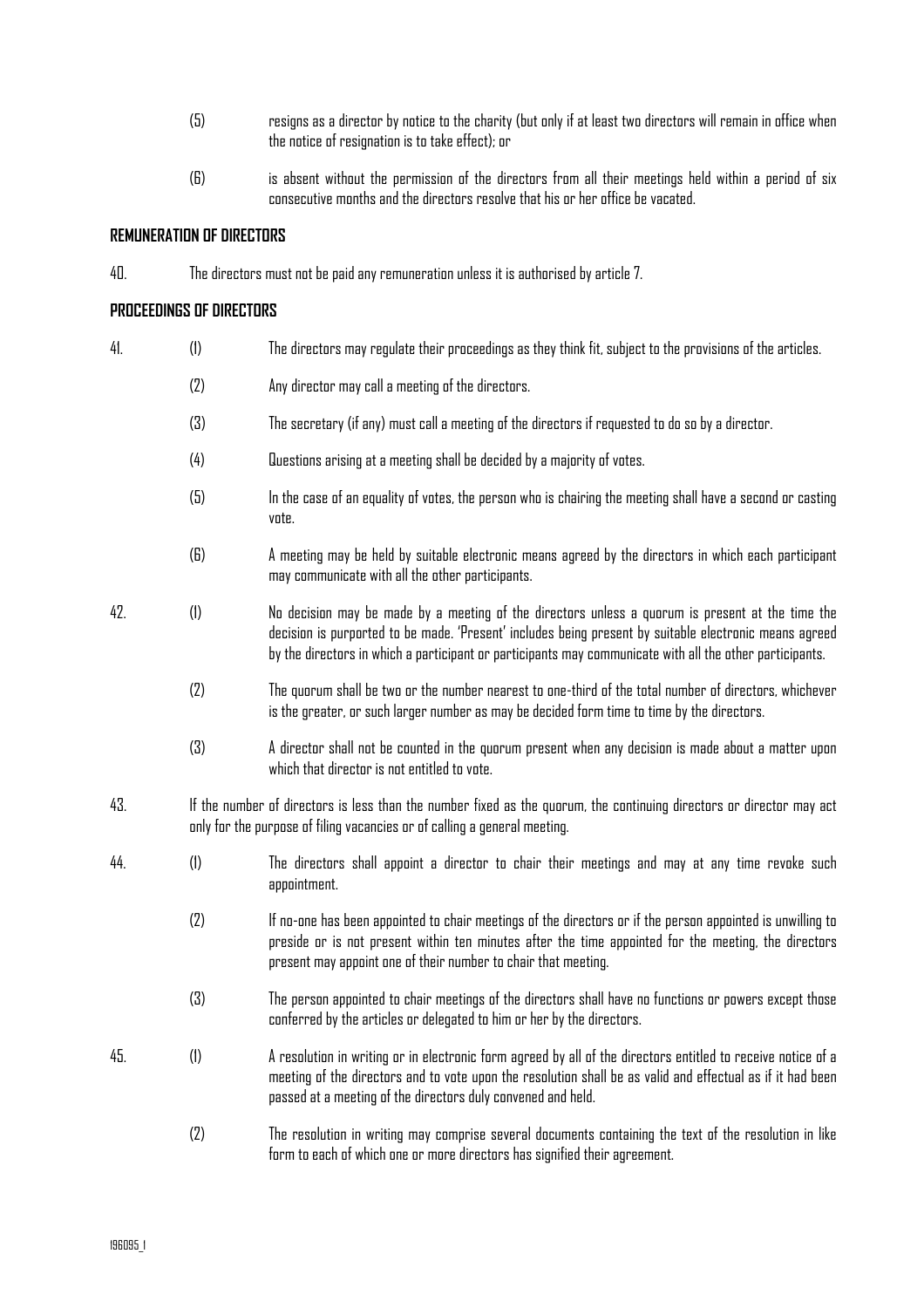(5) resigns as a director by notice to the charity (but only if at least two directors will remain in office when the notice of resignation is to take effect); or

(6) is absent without the permission of the directors from all their meetings held within a period of six consecutive months and the directors resolve that his or her office be vacated.

**REMUNERATION OF DIRECTORS**

40. The directors must not be paid any remuneration unless it is authorised by article 7.

**PROCEEDINGS OF DIRECTORS**

41. (1) The directors may regulate their proceedings as they think fit, subject to the provisions of the articles.

(2) Any director may call a meeting of the directors.

(3) The secretary (if any) must call a meeting of the directors if requested to do so by a director.

(4) Questions arising at a meeting shall be decided by a majority of votes.

(5) In the case of an equality of votes, the person who is chairing the meeting shall have a second or casting vote.

(6) A meeting may be held by suitable electronic means agreed by the directors in which each participant may communicate with all the other participants.

42. (1) No decision may be made by a meeting of the directors unless a quorum is present at the time the decision is purported to be made. 'Present' includes being present by suitable electronic means agreed by the directors in which a participant or participants may communicate with all the other participants.

(2) The quorum shall be two or the number nearest to one-third of the total number of directors, whichever is the greater, or such larger number as may be decided form time to time by the directors.

(3) A director shall not be counted in the quorum present when any decision is made about a matter upon which that director is not entitled to vote.

43. If the number of directors is less than the number fixed as the quorum, the continuing directors or director may act only for the purpose of filing vacancies or of calling a general meeting.

44. (1) The directors shall appoint a director to chair their meetings and may at any time revoke such appointment.

(2) If no-one has been appointed to chair meetings of the directors or if the person appointed is unwilling to preside or is not present within ten minutes after the time appointed for the meeting, the directors present may appoint one of their number to chair that meeting.

(3) The person appointed to chair meetings of the directors shall have no functions or powers except those conferred by the articles or delegated to him or her by the directors.

45. (1) A resolution in writing or in electronic form agreed by all of the directors entitled to receive notice of a meeting of the directors and to vote upon the resolution shall be as valid and effectual as if it had been passed at a meeting of the directors duly convened and held.

(2) The resolution in writing may comprise several documents containing the text of the resolution in like form to each of which one or more directors has signified their agreement.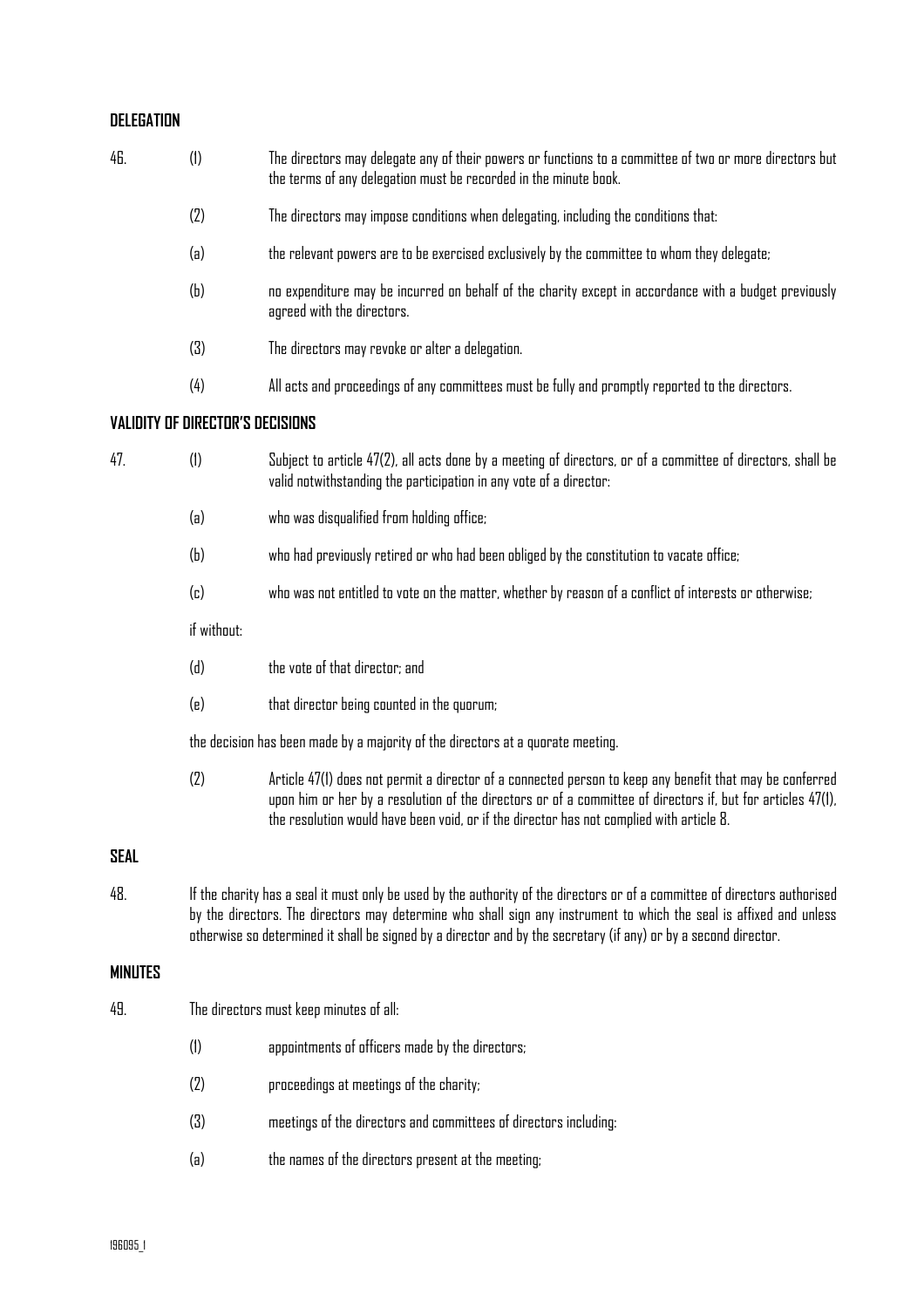**DELEGATION**

46. (1) The directors may delegate any of their powers or functions to a committee of two or more directors but the terms of any delegation must be recorded in the minute book.

(2) The directors may impose conditions when delegating, including the conditions that:

(a) the relevant powers are to be exercised exclusively by the committee to whom they delegate;

(b) no expenditure may be incurred on behalf of the charity except in accordance with a budget previously agreed with the directors.

(3) The directors may revoke or alter a delegation.

(4) All acts and proceedings of any committees must be fully and promptly reported to the directors.

**VALIDITY OF DIRECTOR'S DECISIONS**

47. (1) Subject to article 47(2), all acts done by a meeting of directors, or of a committee of directors, shall be valid notwithstanding the participation in any vote of a director:

(a) who was disqualified from holding office;

(b) who had previously retired or who had been obliged by the constitution to vacate office;

(c) who was not entitled to vote on the matter, whether by reason of a conflict of interests or otherwise;

if without:

(d) the vote of that director; and

(e) that director being counted in the quorum;

the decision has been made by a majority of the directors at a quorate meeting.

(2) Article 47(1) does not permit a director of a connected person to keep any benefit that may be conferred upon him or her by a resolution of the directors or of a committee of directors if, but for articles 47(1), the resolution would have been void, or if the director has not complied with article 8.

**SEAL**

48. If the charity has a seal it must only be used by the authority of the directors or of a committee of directors authorised by the directors. The directors may determine who shall sign any instrument to which the seal is affixed and unless otherwise so determined it shall be signed by a director and by the secretary (if any) or by a second director.

**MINUTES**

49. The directors must keep minutes of all:

(1) appointments of officers made by the directors;

(2) proceedings at meetings of the charity;

(3) meetings of the directors and committees of directors including:

(a) the names of the directors present at the meeting;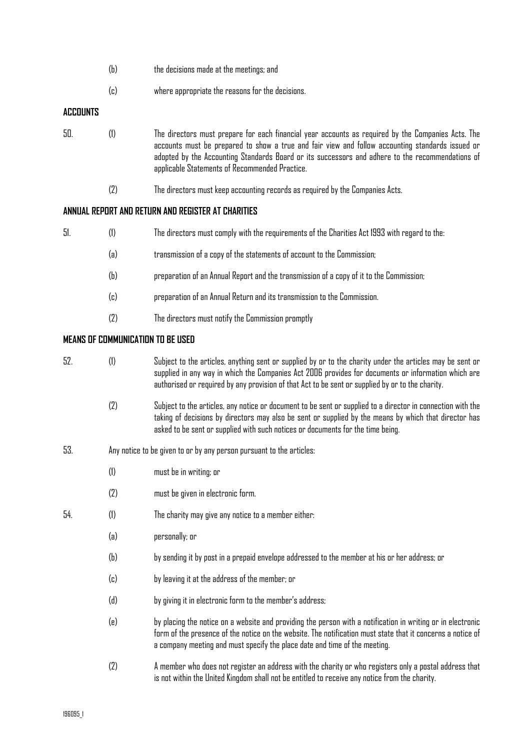(b) the decisions made at the meetings; and

(c) where appropriate the reasons for the decisions.

## ACCOUNTS

50. (1) The directors must prepare for each financial year accounts as required by the Companies Acts. The accounts must be prepared to show a true and fair view and follow accounting standards issued or adopted by the Accounting Standards Board or its successors and adhere to the recommendations of applicable Statements of Recommended Practice.

(2) The directors must keep accounting records as required by the Companies Acts.

## ANNUAL REPORT AND RETURN AND REGISTER AT CHARITIES

51. (1) The directors must comply with the requirements of the Charities Act 1993 with regard to the:

(a) transmission of a copy of the statements of account to the Commission;

(b) preparation of an Annual Report and the transmission of a copy of it to the Commission;

(c) preparation of an Annual Return and its transmission to the Commission.

(2) The directors must notify the Commission promptly

## MEANS OF COMMUNICATION TO BE USED

52. (1) Subject to the articles, anything sent or supplied by or to the charity under the articles may be sent or supplied in any way in which the Companies Act 2006 provides for documents or information which are authorised or required by any provision of that Act to be sent or supplied by or to the charity.

(2) Subject to the articles, any notice or document to be sent or supplied to a director in connection with the taking of decisions by directors may also be sent or supplied by the means by which that director has asked to be sent or supplied with such notices or documents for the time being.

53. Any notice to be given to or by any person pursuant to the articles:

(1) must be in writing; or

(2) must be given in electronic form.

54. (1) The charity may give any notice to a member either:

(a) personally; or

(b) by sending it by post in a prepaid envelope addressed to the member at his or her address; or

(c) by leaving it at the address of the member; or

(d) by giving it in electronic form to the member's address;

(e) by placing the notice on a website and providing the person with a notification in writing or in electronic form of the presence of the notice on the website. The notification must state that it concerns a notice of a company meeting and must specify the place date and time of the meeting.

(2) A member who does not register an address with the charity or who registers only a postal address that is not within the United Kingdom shall not be entitled to receive any notice from the charity.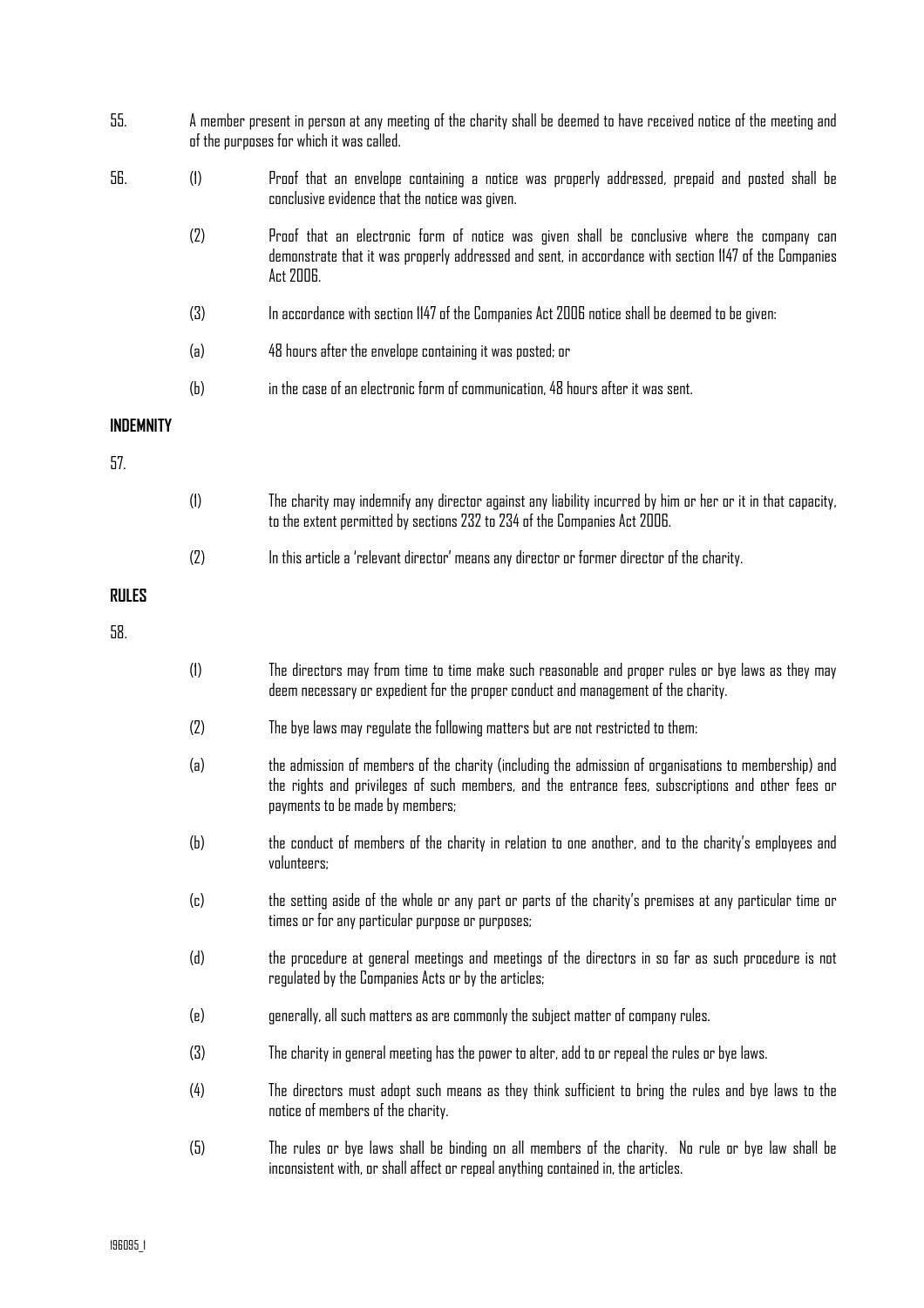55. A member present in person at any meeting of the charity shall be deemed to have received notice of the meeting and of the purposes for which it was called.

56. (1) Proof that an envelope containing a notice was properly addressed, prepaid and posted shall be conclusive evidence that the notice was given.

(2) Proof that an electronic form of notice was given shall be conclusive where the company can demonstrate that it was properly addressed and sent, in accordance with section 1147 of the Companies Act 2006.

(3) In accordance with section 1147 of the Companies Act 2006 notice shall be deemed to be given:

(a) 48 hours after the envelope containing it was posted; or

(b) in the case of an electronic form of communication, 48 hours after it was sent.

**INDEMNITY**

57.

(1) The charity may indemnify any director against any liability incurred by him or her or it in that capacity, to the extent permitted by sections 232 to 234 of the Companies Act 2006.

(2) In this article a 'relevant director' means any director or former director of the charity.

**RULES**

58.

(1) The directors may from time to time make such reasonable and proper rules or bye laws as they may deem necessary or expedient for the proper conduct and management of the charity.

(2) The bye laws may regulate the following matters but are not restricted to them:

(a) the admission of members of the charity (including the admission of organisations to membership) and the rights and privileges of such members, and the entrance fees, subscriptions and other fees or payments to be made by members;

(b) the conduct of members of the charity in relation to one another, and to the charity's employees and volunteers;

(c) the setting aside of the whole or any part or parts of the charity's premises at any particular time or times or for any particular purpose or purposes;

(d) the procedure at general meetings and meetings of the directors in so far as such procedure is not regulated by the Companies Acts or by the articles;

(e) generally, all such matters as are commonly the subject matter of company rules.

(3) The charity in general meeting has the power to alter, add to or repeal the rules or bye laws.

(4) The directors must adopt such means as they think sufficient to bring the rules and bye laws to the notice of members of the charity.

(5) The rules or bye laws shall be binding on all members of the charity. No rule or bye law shall be inconsistent with, or shall affect or repeal anything contained in, the articles.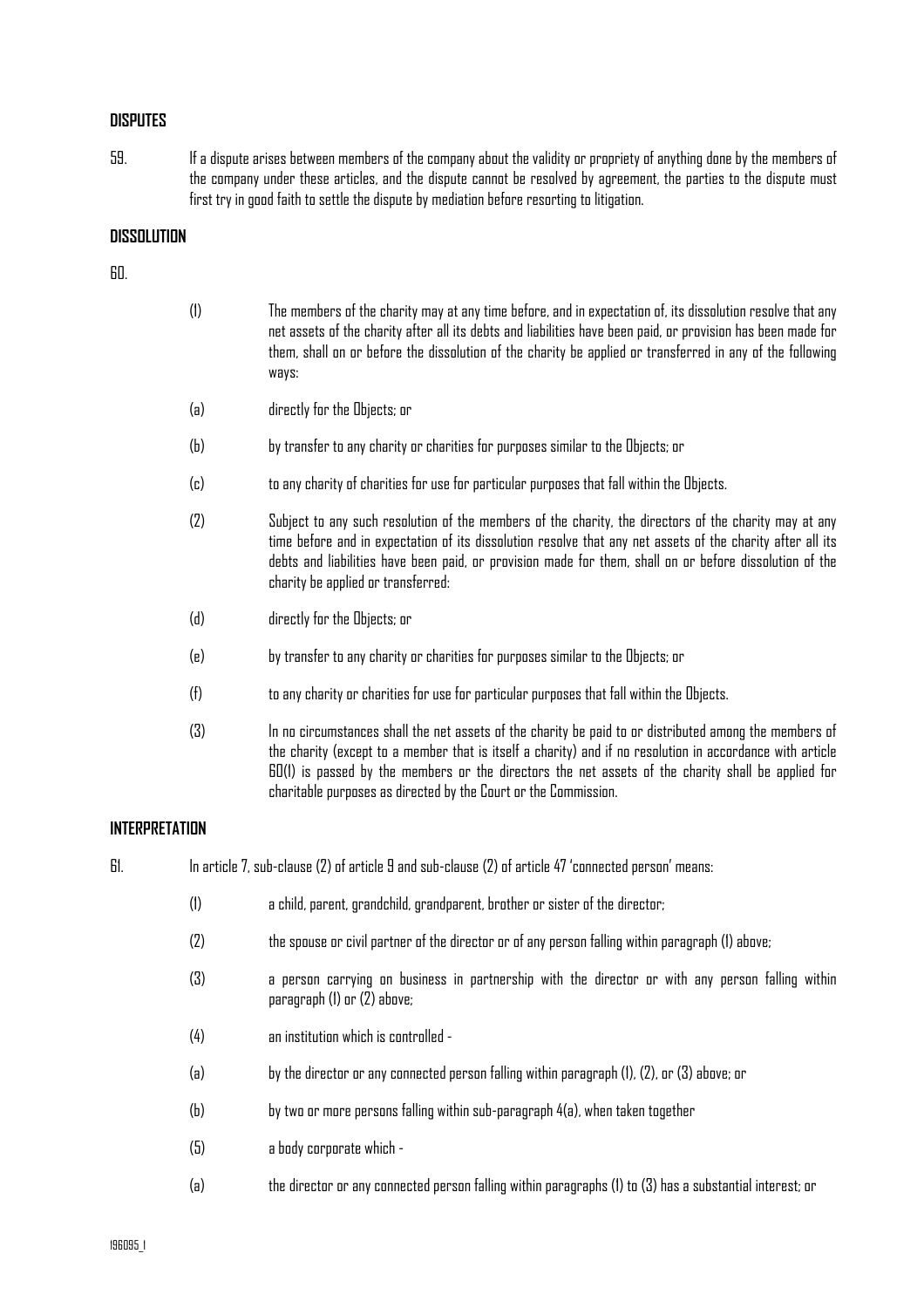**DISPUTES**

59. If a dispute arises between members of the company about the validity or propriety of anything done by the members of the company under these articles, and the dispute cannot be resolved by agreement, the parties to the dispute must first try in good faith to settle the dispute by mediation before resorting to litigation.

**DISSOLUTION**

60.

(1) The members of the charity may at any time before, and in expectation of, its dissolution resolve that any net assets of the charity after all its debts and liabilities have been paid, or provision has been made for them, shall on or before the dissolution of the charity be applied or transferred in any of the following ways:

(a) directly for the Objects; or

(b) by transfer to any charity or charities for purposes similar to the Objects; or

(c) to any charity of charities for use for particular purposes that fall within the Objects.

(2) Subject to any such resolution of the members of the charity, the directors of the charity may at any time before and in expectation of its dissolution resolve that any net assets of the charity after all its debts and liabilities have been paid, or provision made for them, shall on or before dissolution of the charity be applied or transferred:

(d) directly for the Objects; or

(e) by transfer to any charity or charities for purposes similar to the Objects; or

(f) to any charity or charities for use for particular purposes that fall within the Objects.

(3) In no circumstances shall the net assets of the charity be paid to or distributed among the members of the charity (except to a member that is itself a charity) and if no resolution in accordance with article 60(1) is passed by the members or the directors the net assets of the charity shall be applied for charitable purposes as directed by the Court or the Commission.

**INTERPRETATION**

61. In article 7, sub-clause (2) of article 9 and sub-clause (2) of article 47 'connected person' means:

(1) a child, parent, grandchild, grandparent, brother or sister of the director;

(2) the spouse or civil partner of the director or of any person falling within paragraph (1) above;

(3) a person carrying on business in partnership with the director or with any person falling within paragraph (1) or (2) above;

(4) an institution which is controlled -

(a) by the director or any connected person falling within paragraph (1), (2), or (3) above; or

(b) by two or more persons falling within sub-paragraph 4(a), when taken together

(5) a body corporate which -

(a) the director or any connected person falling within paragraphs (1) to (3) has a substantial interest; or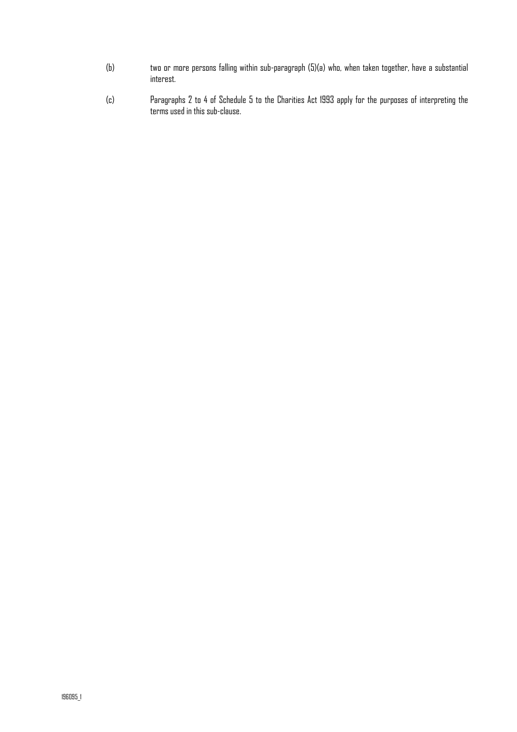(b) two or more persons falling within sub-paragraph (5)(a) who, when taken together, have a substantial interest.

(c) Paragraphs 2 to 4 of Schedule 5 to the Charities Act 1993 apply for the purposes of interpreting the terms used in this sub-clause.

196095_1